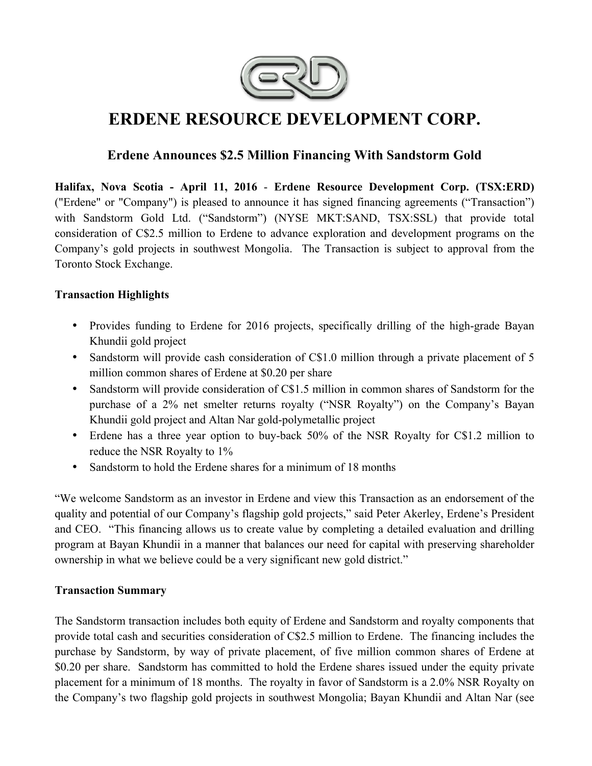# ERDENE RESOURCE DEVELOPMENT CORP.

## Erdene Announces $2.5 Million Financing With Sandstorm Gold

**Halifax, Nova Scotia - April 11, 2016** - **Erdene Resource Development Corp. (TSX:ERD)** ("Erdene" or "Company") is pleased to announce it has signed financing agreements ("Transaction") with Sandstorm Gold Ltd. ("Sandstorm") (NYSE MKT:SAND, TSX:SSL) that provide total consideration of C$2.5 million to Erdene to advance exploration and development programs on the Company's gold projects in southwest Mongolia. The Transaction is subject to approval from the Toronto Stock Exchange.

**Transaction Highlights**

- Provides funding to Erdene for 2016 projects, specifically drilling of the high-grade Bayan Khundii gold project
- Sandstorm will provide cash consideration of C$1.0 million through a private placement of 5 million common shares of Erdene at $0.20 per share
- Sandstorm will provide consideration of C$1.5 million in common shares of Sandstorm for the purchase of a 2% net smelter returns royalty ("NSR Royalty") on the Company's Bayan Khundii gold project and Altan Nar gold-polymetallic project
- Erdene has a three year option to buy-back 50% of the NSR Royalty for C$1.2 million to reduce the NSR Royalty to 1%
- Sandstorm to hold the Erdene shares for a minimum of 18 months

"We welcome Sandstorm as an investor in Erdene and view this Transaction as an endorsement of the quality and potential of our Company's flagship gold projects," said Peter Akerley, Erdene's President and CEO. "This financing allows us to create value by completing a detailed evaluation and drilling program at Bayan Khundii in a manner that balances our need for capital with preserving shareholder ownership in what we believe could be a very significant new gold district."

**Transaction Summary**

The Sandstorm transaction includes both equity of Erdene and Sandstorm and royalty components that provide total cash and securities consideration of C$2.5 million to Erdene. The financing includes the purchase by Sandstorm, by way of private placement, of five million common shares of Erdene at $0.20 per share. Sandstorm has committed to hold the Erdene shares issued under the equity private placement for a minimum of 18 months. The royalty in favor of Sandstorm is a 2.0% NSR Royalty on the Company's two flagship gold projects in southwest Mongolia; Bayan Khundii and Altan Nar (see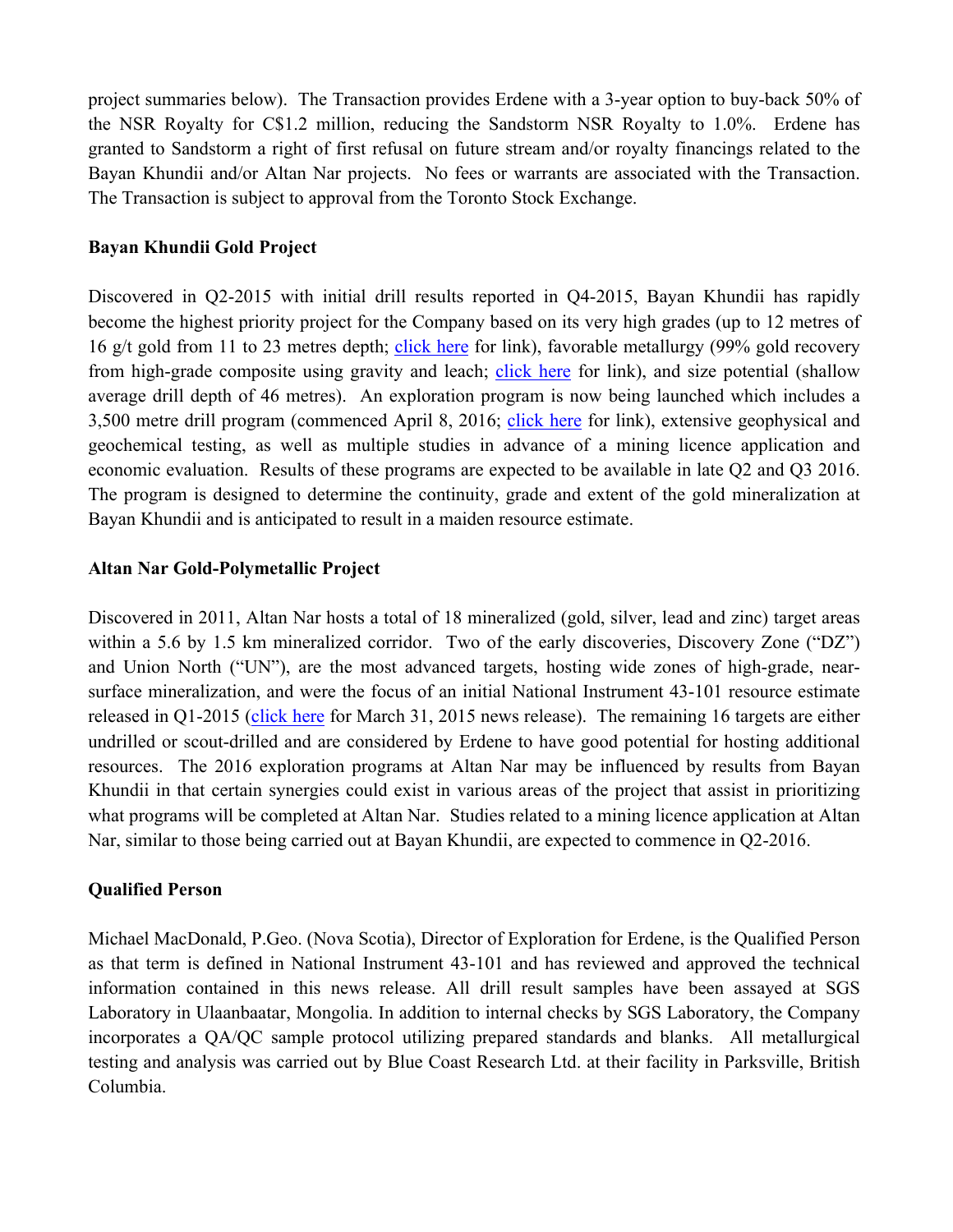project summaries below). The Transaction provides Erdene with a 3-year option to buy-back 50% of the NSR Royalty for C$1.2 million, reducing the Sandstorm NSR Royalty to 1.0%. Erdene has granted to Sandstorm a right of first refusal on future stream and/or royalty financings related to the Bayan Khundii and/or Altan Nar projects. No fees or warrants are associated with the Transaction. The Transaction is subject to approval from the Toronto Stock Exchange.

**Bayan Khundii Gold Project**

Discovered in Q2-2015 with initial drill results reported in Q4-2015, Bayan Khundii has rapidly become the highest priority project for the Company based on its very high grades (up to 12 metres of 16 g/t gold from 11 to 23 metres depth; click here for link), favorable metallurgy (99% gold recovery from high-grade composite using gravity and leach; click here for link), and size potential (shallow average drill depth of 46 metres). An exploration program is now being launched which includes a 3,500 metre drill program (commenced April 8, 2016; click here for link), extensive geophysical and geochemical testing, as well as multiple studies in advance of a mining licence application and economic evaluation. Results of these programs are expected to be available in late Q2 and Q3 2016. The program is designed to determine the continuity, grade and extent of the gold mineralization at Bayan Khundii and is anticipated to result in a maiden resource estimate.

**Altan Nar Gold-Polymetallic Project**

Discovered in 2011, Altan Nar hosts a total of 18 mineralized (gold, silver, lead and zinc) target areas within a 5.6 by 1.5 km mineralized corridor. Two of the early discoveries, Discovery Zone ("DZ") and Union North ("UN"), are the most advanced targets, hosting wide zones of high-grade, near-surface mineralization, and were the focus of an initial National Instrument 43-101 resource estimate released in Q1-2015 (click here for March 31, 2015 news release). The remaining 16 targets are either undrilled or scout-drilled and are considered by Erdene to have good potential for hosting additional resources. The 2016 exploration programs at Altan Nar may be influenced by results from Bayan Khundii in that certain synergies could exist in various areas of the project that assist in prioritizing what programs will be completed at Altan Nar. Studies related to a mining licence application at Altan Nar, similar to those being carried out at Bayan Khundii, are expected to commence in Q2-2016.

**Qualified Person**

Michael MacDonald, P.Geo. (Nova Scotia), Director of Exploration for Erdene, is the Qualified Person as that term is defined in National Instrument 43-101 and has reviewed and approved the technical information contained in this news release. All drill result samples have been assayed at SGS Laboratory in Ulaanbaatar, Mongolia. In addition to internal checks by SGS Laboratory, the Company incorporates a QA/QC sample protocol utilizing prepared standards and blanks. All metallurgical testing and analysis was carried out by Blue Coast Research Ltd. at their facility in Parksville, British Columbia.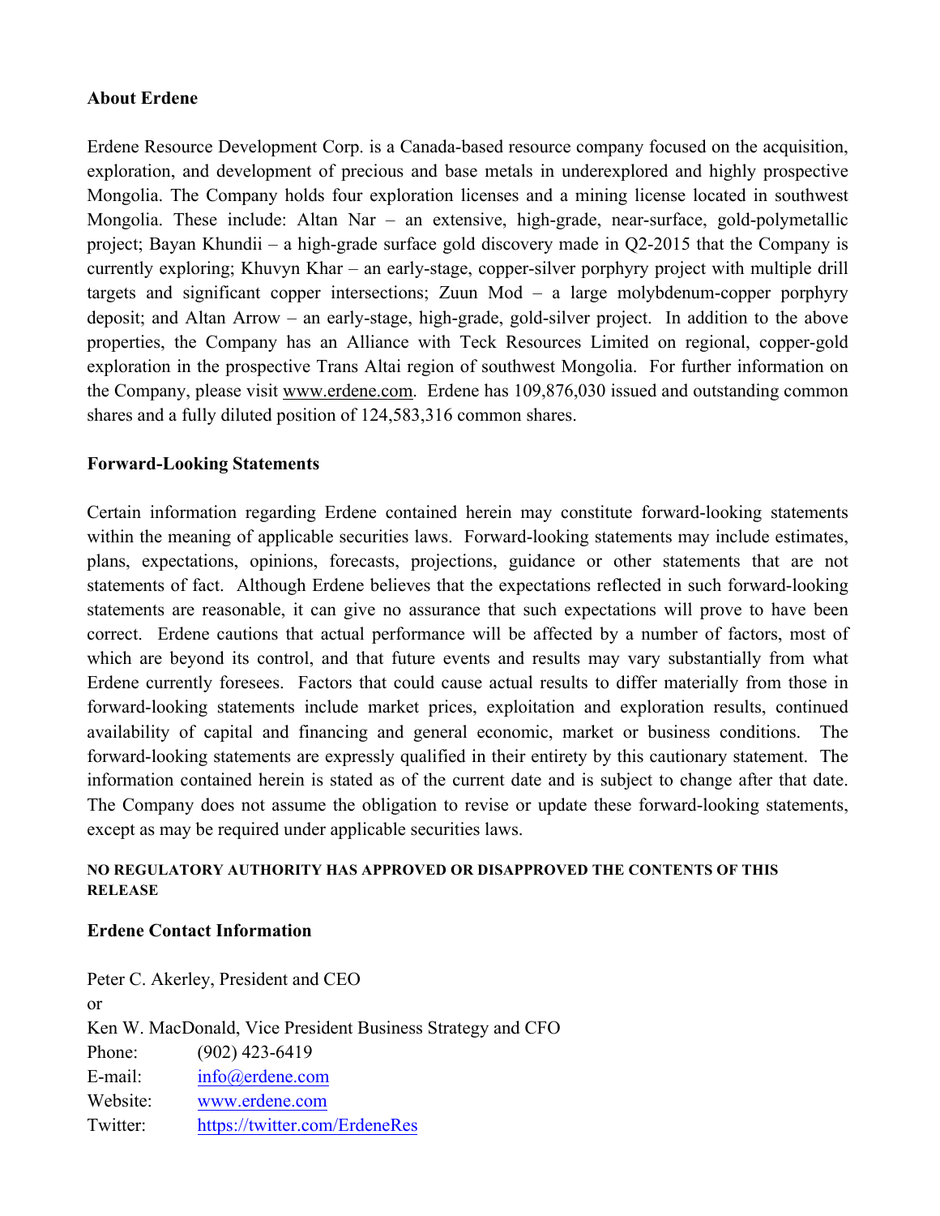**About Erdene**

Erdene Resource Development Corp. is a Canada-based resource company focused on the acquisition, exploration, and development of precious and base metals in underexplored and highly prospective Mongolia. The Company holds four exploration licenses and a mining license located in southwest Mongolia. These include: Altan Nar – an extensive, high-grade, near-surface, gold-polymetallic project; Bayan Khundii – a high-grade surface gold discovery made in Q2-2015 that the Company is currently exploring; Khuvyn Khar – an early-stage, copper-silver porphyry project with multiple drill targets and significant copper intersections; Zuun Mod – a large molybdenum-copper porphyry deposit; and Altan Arrow – an early-stage, high-grade, gold-silver project. In addition to the above properties, the Company has an Alliance with Teck Resources Limited on regional, copper-gold exploration in the prospective Trans Altai region of southwest Mongolia. For further information on the Company, please visit www.erdene.com. Erdene has 109,876,030 issued and outstanding common shares and a fully diluted position of 124,583,316 common shares.

**Forward-Looking Statements**

Certain information regarding Erdene contained herein may constitute forward-looking statements within the meaning of applicable securities laws. Forward-looking statements may include estimates, plans, expectations, opinions, forecasts, projections, guidance or other statements that are not statements of fact. Although Erdene believes that the expectations reflected in such forward-looking statements are reasonable, it can give no assurance that such expectations will prove to have been correct. Erdene cautions that actual performance will be affected by a number of factors, most of which are beyond its control, and that future events and results may vary substantially from what Erdene currently foresees. Factors that could cause actual results to differ materially from those in forward-looking statements include market prices, exploitation and exploration results, continued availability of capital and financing and general economic, market or business conditions. The forward-looking statements are expressly qualified in their entirety by this cautionary statement. The information contained herein is stated as of the current date and is subject to change after that date. The Company does not assume the obligation to revise or update these forward-looking statements, except as may be required under applicable securities laws.

**NO REGULATORY AUTHORITY HAS APPROVED OR DISAPPROVED THE CONTENTS OF THIS RELEASE**

**Erdene Contact Information**

Peter C. Akerley, President and CEO
or
Ken W. MacDonald, Vice President Business Strategy and CFO
Phone: (902) 423-6419
E-mail: info@erdene.com
Website: www.erdene.com
Twitter: https://twitter.com/ErdeneRes